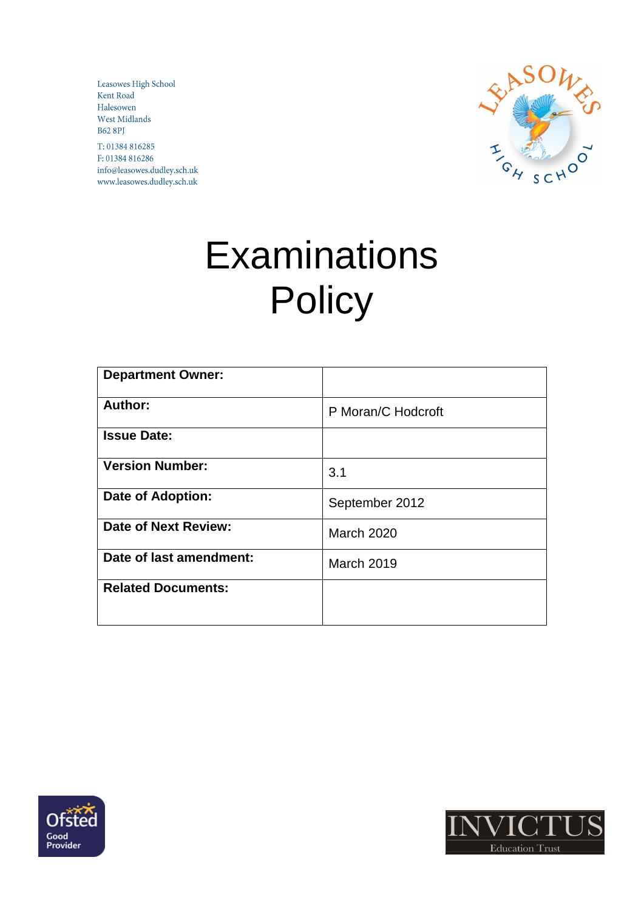Leasowes High School
Kent Road
Halesowen
West Midlands
B62 8PJ

T: 01384 816285
F: 01384 816286
info@leasowes.dudley.sch.uk
www.leasowes.dudley.sch.uk

# Examinations Policy

| **Department Owner:** | |
|---|---|
| **Author:** | P Moran/C Hodcroft |
| **Issue Date:** | |
| **Version Number:** | 3.1 |
| **Date of Adoption:** | September 2012 |
| **Date of Next Review:** | March 2020 |
| **Date of last amendment:** | March 2019 |
| **Related Documents:** | |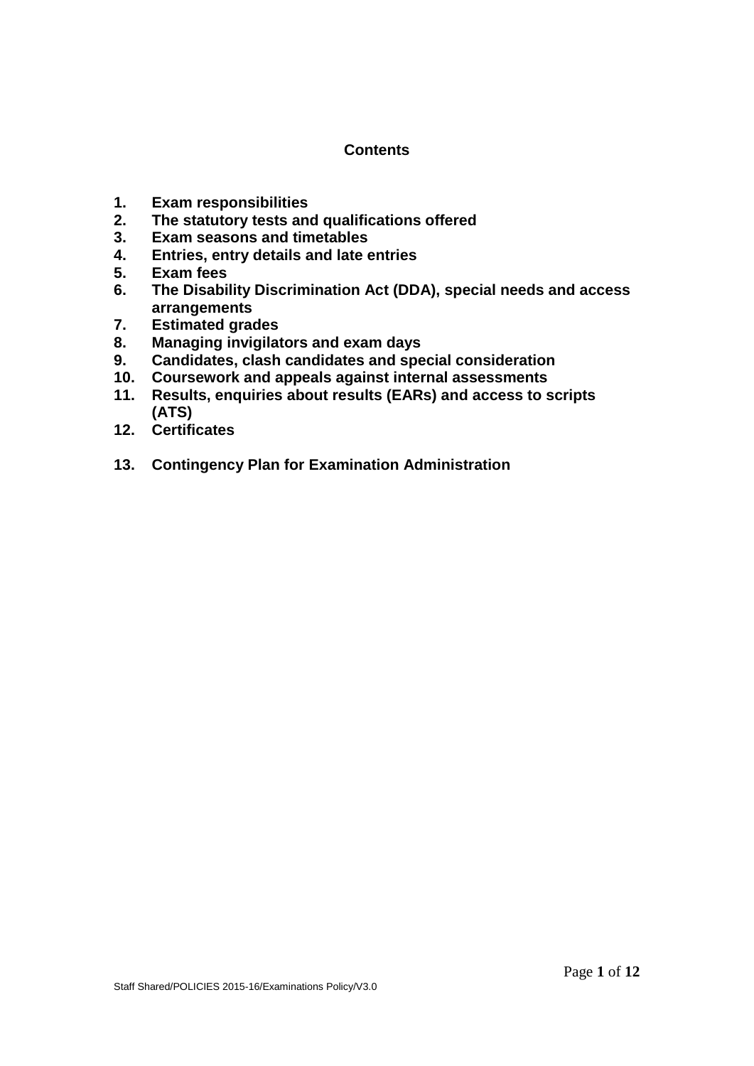## Contents

1. **Exam responsibilities**
2. **The statutory tests and qualifications offered**
3. **Exam seasons and timetables**
4. **Entries, entry details and late entries**
5. **Exam fees**
6. **The Disability Discrimination Act (DDA), special needs and access arrangements**
7. **Estimated grades**
8. **Managing invigilators and exam days**
9. **Candidates, clash candidates and special consideration**
10. **Coursework and appeals against internal assessments**
11. **Results, enquiries about results (EARs) and access to scripts (ATS)**
12. **Certificates**
13. **Contingency Plan for Examination Administration**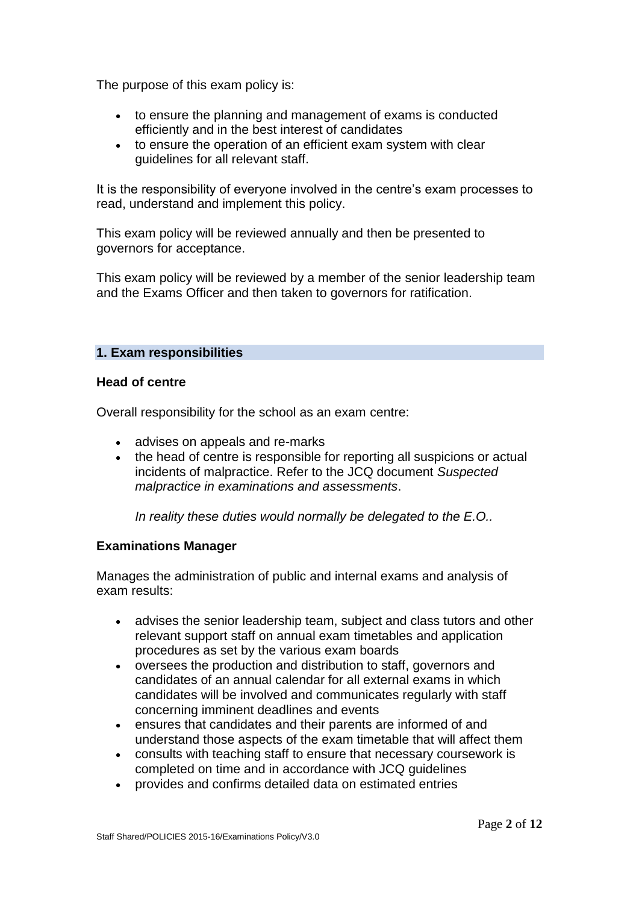The purpose of this exam policy is:

- to ensure the planning and management of exams is conducted efficiently and in the best interest of candidates
- to ensure the operation of an efficient exam system with clear guidelines for all relevant staff.

It is the responsibility of everyone involved in the centre's exam processes to read, understand and implement this policy.

This exam policy will be reviewed annually and then be presented to governors for acceptance.

This exam policy will be reviewed by a member of the senior leadership team and the Exams Officer and then taken to governors for ratification.

## 1. Exam responsibilities

### Head of centre

Overall responsibility for the school as an exam centre:

- advises on appeals and re-marks
- the head of centre is responsible for reporting all suspicions or actual incidents of malpractice. Refer to the JCQ document *Suspected malpractice in examinations and assessments*.

  *In reality these duties would normally be delegated to the E.O..*

### Examinations Manager

Manages the administration of public and internal exams and analysis of exam results:

- advises the senior leadership team, subject and class tutors and other relevant support staff on annual exam timetables and application procedures as set by the various exam boards
- oversees the production and distribution to staff, governors and candidates of an annual calendar for all external exams in which candidates will be involved and communicates regularly with staff concerning imminent deadlines and events
- ensures that candidates and their parents are informed of and understand those aspects of the exam timetable that will affect them
- consults with teaching staff to ensure that necessary coursework is completed on time and in accordance with JCQ guidelines
- provides and confirms detailed data on estimated entries

Staff Shared/POLICIES 2015-16/Examinations Policy/V3.0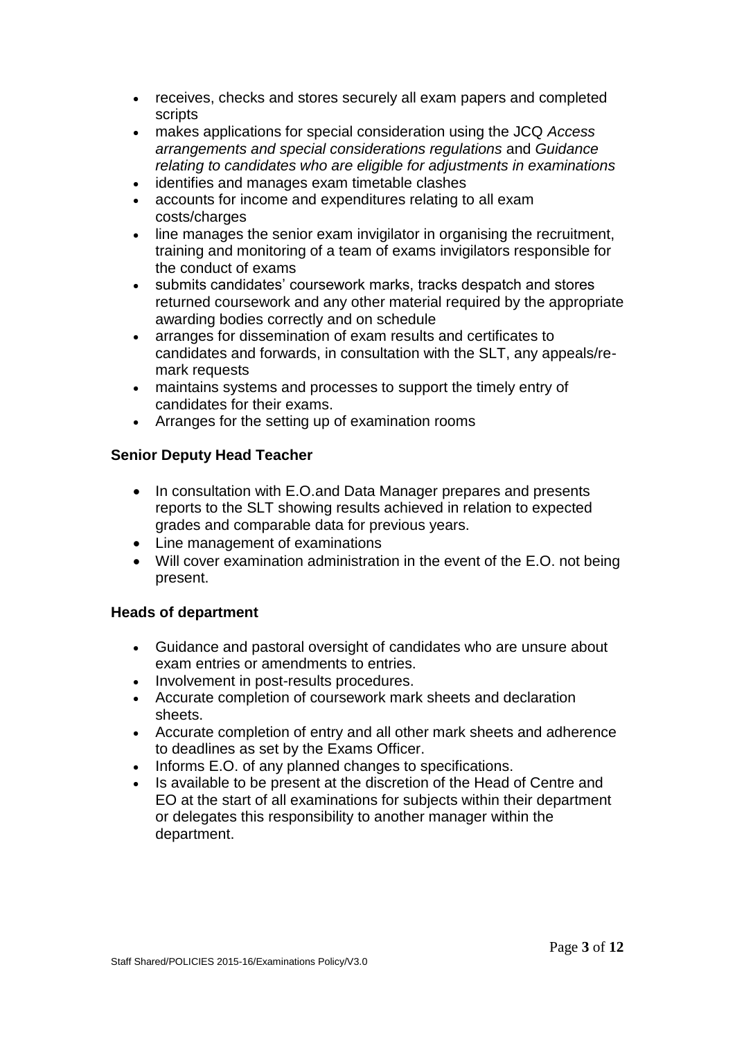- receives, checks and stores securely all exam papers and completed scripts
- makes applications for special consideration using the JCQ *Access arrangements and special considerations regulations* and *Guidance relating to candidates who are eligible for adjustments in examinations*
- identifies and manages exam timetable clashes
- accounts for income and expenditures relating to all exam costs/charges
- line manages the senior exam invigilator in organising the recruitment, training and monitoring of a team of exams invigilators responsible for the conduct of exams
- submits candidates' coursework marks, tracks despatch and stores returned coursework and any other material required by the appropriate awarding bodies correctly and on schedule
- arranges for dissemination of exam results and certificates to candidates and forwards, in consultation with the SLT, any appeals/re-mark requests
- maintains systems and processes to support the timely entry of candidates for their exams.
- Arranges for the setting up of examination rooms

**Senior Deputy Head Teacher**

- In consultation with E.O.and Data Manager prepares and presents reports to the SLT showing results achieved in relation to expected grades and comparable data for previous years.
- Line management of examinations
- Will cover examination administration in the event of the E.O. not being present.

**Heads of department**

- Guidance and pastoral oversight of candidates who are unsure about exam entries or amendments to entries.
- Involvement in post-results procedures.
- Accurate completion of coursework mark sheets and declaration sheets.
- Accurate completion of entry and all other mark sheets and adherence to deadlines as set by the Exams Officer.
- Informs E.O. of any planned changes to specifications.
- Is available to be present at the discretion of the Head of Centre and EO at the start of all examinations for subjects within their department or delegates this responsibility to another manager within the department.

Staff Shared/POLICIES 2015-16/Examinations Policy/V3.0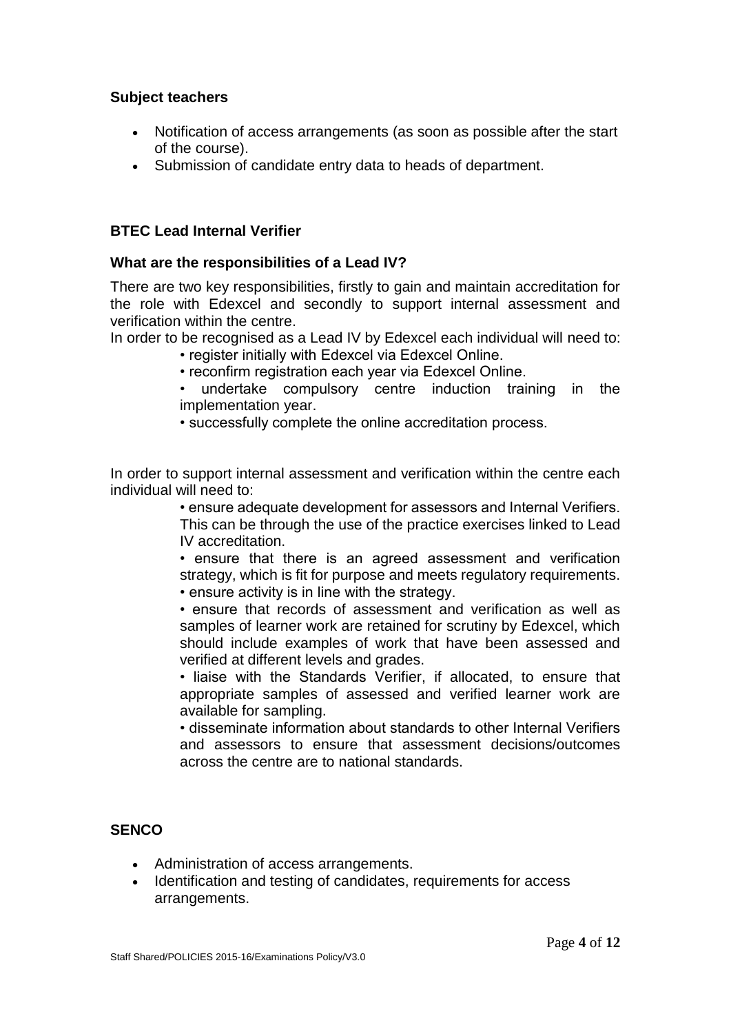**Subject teachers**

- Notification of access arrangements (as soon as possible after the start of the course).
- Submission of candidate entry data to heads of department.

**BTEC Lead Internal Verifier**

**What are the responsibilities of a Lead IV?**

There are two key responsibilities, firstly to gain and maintain accreditation for the role with Edexcel and secondly to support internal assessment and verification within the centre.

In order to be recognised as a Lead IV by Edexcel each individual will need to:

- register initially with Edexcel via Edexcel Online.
- reconfirm registration each year via Edexcel Online.
- undertake compulsory centre induction training in the implementation year.
- successfully complete the online accreditation process.

In order to support internal assessment and verification within the centre each individual will need to:

- ensure adequate development for assessors and Internal Verifiers. This can be through the use of the practice exercises linked to Lead IV accreditation.
- ensure that there is an agreed assessment and verification strategy, which is fit for purpose and meets regulatory requirements.
- ensure activity is in line with the strategy.
- ensure that records of assessment and verification as well as samples of learner work are retained for scrutiny by Edexcel, which should include examples of work that have been assessed and verified at different levels and grades.
- liaise with the Standards Verifier, if allocated, to ensure that appropriate samples of assessed and verified learner work are available for sampling.
- disseminate information about standards to other Internal Verifiers and assessors to ensure that assessment decisions/outcomes across the centre are to national standards.

**SENCO**

- Administration of access arrangements.
- Identification and testing of candidates, requirements for access arrangements.

Staff Shared/POLICIES 2015-16/Examinations Policy/V3.0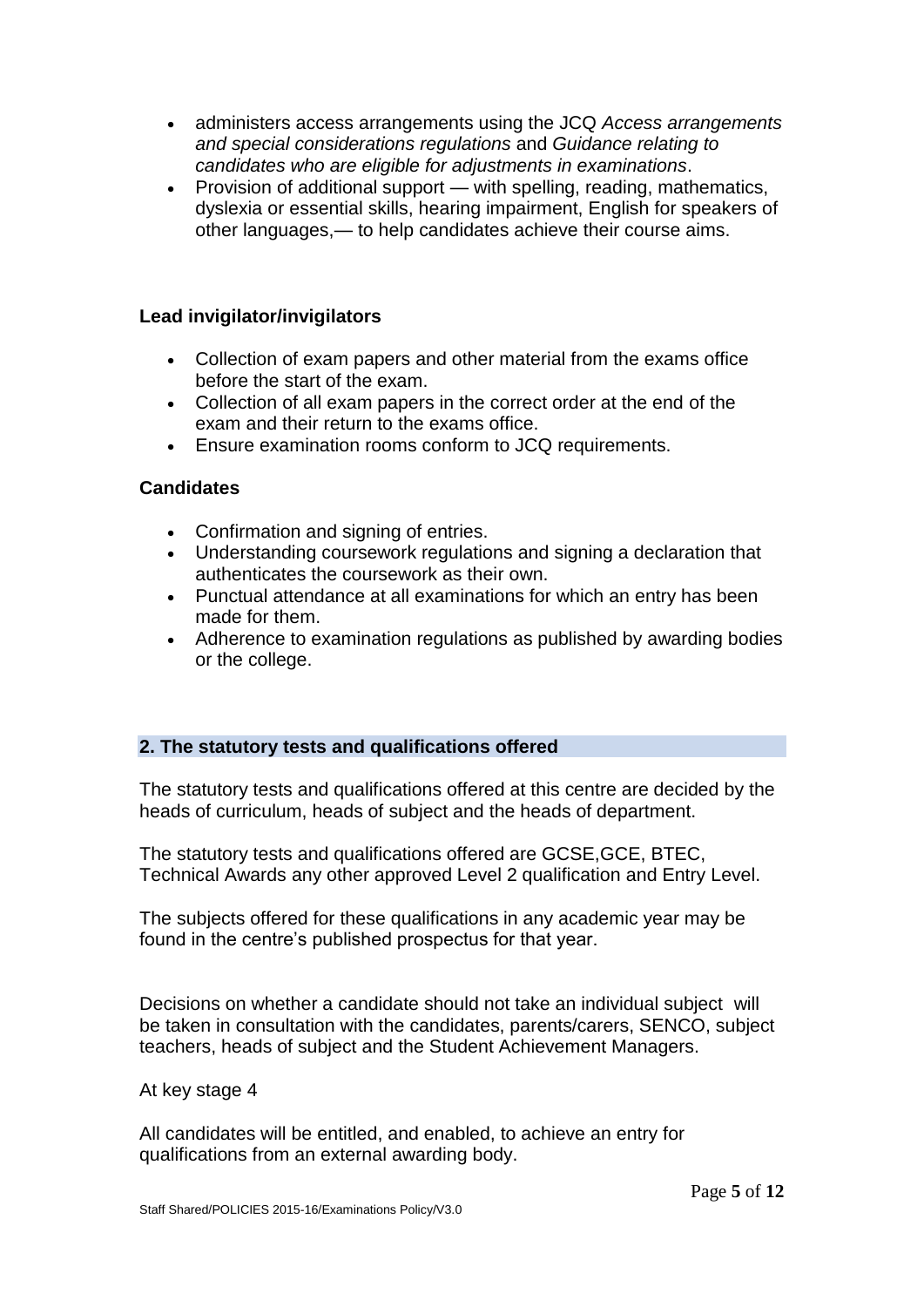- administers access arrangements using the JCQ *Access arrangements and special considerations regulations* and *Guidance relating to candidates who are eligible for adjustments in examinations*.
- Provision of additional support — with spelling, reading, mathematics, dyslexia or essential skills, hearing impairment, English for speakers of other languages,— to help candidates achieve their course aims.

**Lead invigilator/invigilators**

- Collection of exam papers and other material from the exams office before the start of the exam.
- Collection of all exam papers in the correct order at the end of the exam and their return to the exams office.
- Ensure examination rooms conform to JCQ requirements.

**Candidates**

- Confirmation and signing of entries.
- Understanding coursework regulations and signing a declaration that authenticates the coursework as their own.
- Punctual attendance at all examinations for which an entry has been made for them.
- Adherence to examination regulations as published by awarding bodies or the college.

## 2. The statutory tests and qualifications offered

The statutory tests and qualifications offered at this centre are decided by the heads of curriculum, heads of subject and the heads of department.

The statutory tests and qualifications offered are GCSE,GCE, BTEC, Technical Awards any other approved Level 2 qualification and Entry Level.

The subjects offered for these qualifications in any academic year may be found in the centre's published prospectus for that year.

Decisions on whether a candidate should not take an individual subject will be taken in consultation with the candidates, parents/carers, SENCO, subject teachers, heads of subject and the Student Achievement Managers.

At key stage 4

All candidates will be entitled, and enabled, to achieve an entry for qualifications from an external awarding body.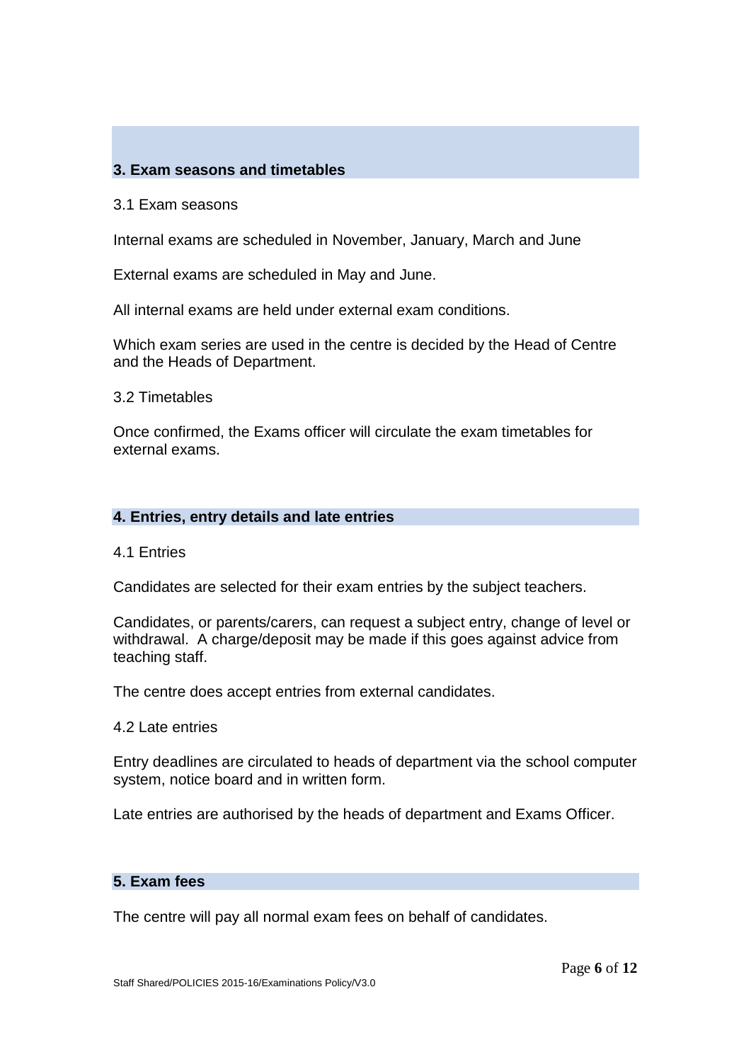## 3. Exam seasons and timetables

### 3.1 Exam seasons

Internal exams are scheduled in November, January, March and June

External exams are scheduled in May and June.

All internal exams are held under external exam conditions.

Which exam series are used in the centre is decided by the Head of Centre and the Heads of Department.

### 3.2 Timetables

Once confirmed, the Exams officer will circulate the exam timetables for external exams.

## 4. Entries, entry details and late entries

### 4.1 Entries

Candidates are selected for their exam entries by the subject teachers.

Candidates, or parents/carers, can request a subject entry, change of level or withdrawal. A charge/deposit may be made if this goes against advice from teaching staff.

The centre does accept entries from external candidates.

### 4.2 Late entries

Entry deadlines are circulated to heads of department via the school computer system, notice board and in written form.

Late entries are authorised by the heads of department and Exams Officer.

## 5. Exam fees

The centre will pay all normal exam fees on behalf of candidates.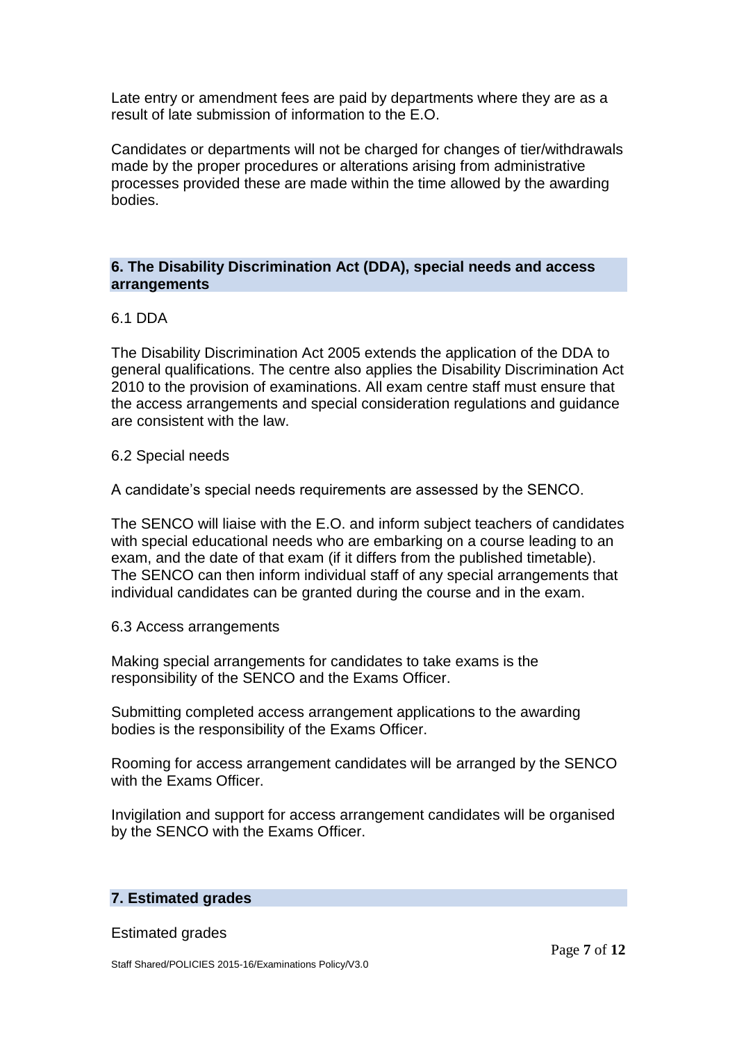Late entry or amendment fees are paid by departments where they are as a result of late submission of information to the E.O.

Candidates or departments will not be charged for changes of tier/withdrawals made by the proper procedures or alterations arising from administrative processes provided these are made within the time allowed by the awarding bodies.

## 6. The Disability Discrimination Act (DDA), special needs and access arrangements

6.1 DDA

The Disability Discrimination Act 2005 extends the application of the DDA to general qualifications. The centre also applies the Disability Discrimination Act 2010 to the provision of examinations. All exam centre staff must ensure that the access arrangements and special consideration regulations and guidance are consistent with the law.

6.2 Special needs

A candidate's special needs requirements are assessed by the SENCO.

The SENCO will liaise with the E.O. and inform subject teachers of candidates with special educational needs who are embarking on a course leading to an exam, and the date of that exam (if it differs from the published timetable). The SENCO can then inform individual staff of any special arrangements that individual candidates can be granted during the course and in the exam.

6.3 Access arrangements

Making special arrangements for candidates to take exams is the responsibility of the SENCO and the Exams Officer.

Submitting completed access arrangement applications to the awarding bodies is the responsibility of the Exams Officer.

Rooming for access arrangement candidates will be arranged by the SENCO with the Exams Officer.

Invigilation and support for access arrangement candidates will be organised by the SENCO with the Exams Officer.

## 7. Estimated grades

Estimated grades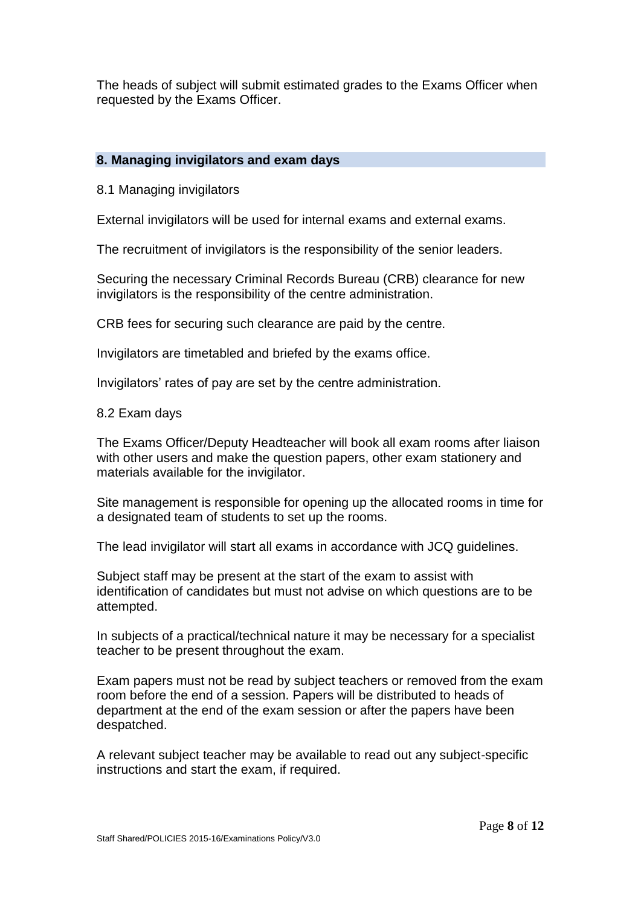The heads of subject will submit estimated grades to the Exams Officer when requested by the Exams Officer.

## 8. Managing invigilators and exam days

### 8.1 Managing invigilators

External invigilators will be used for internal exams and external exams.

The recruitment of invigilators is the responsibility of the senior leaders.

Securing the necessary Criminal Records Bureau (CRB) clearance for new invigilators is the responsibility of the centre administration.

CRB fees for securing such clearance are paid by the centre.

Invigilators are timetabled and briefed by the exams office.

Invigilators' rates of pay are set by the centre administration.

### 8.2 Exam days

The Exams Officer/Deputy Headteacher will book all exam rooms after liaison with other users and make the question papers, other exam stationery and materials available for the invigilator.

Site management is responsible for opening up the allocated rooms in time for a designated team of students to set up the rooms.

The lead invigilator will start all exams in accordance with JCQ guidelines.

Subject staff may be present at the start of the exam to assist with identification of candidates but must not advise on which questions are to be attempted.

In subjects of a practical/technical nature it may be necessary for a specialist teacher to be present throughout the exam.

Exam papers must not be read by subject teachers or removed from the exam room before the end of a session. Papers will be distributed to heads of department at the end of the exam session or after the papers have been despatched.

A relevant subject teacher may be available to read out any subject-specific instructions and start the exam, if required.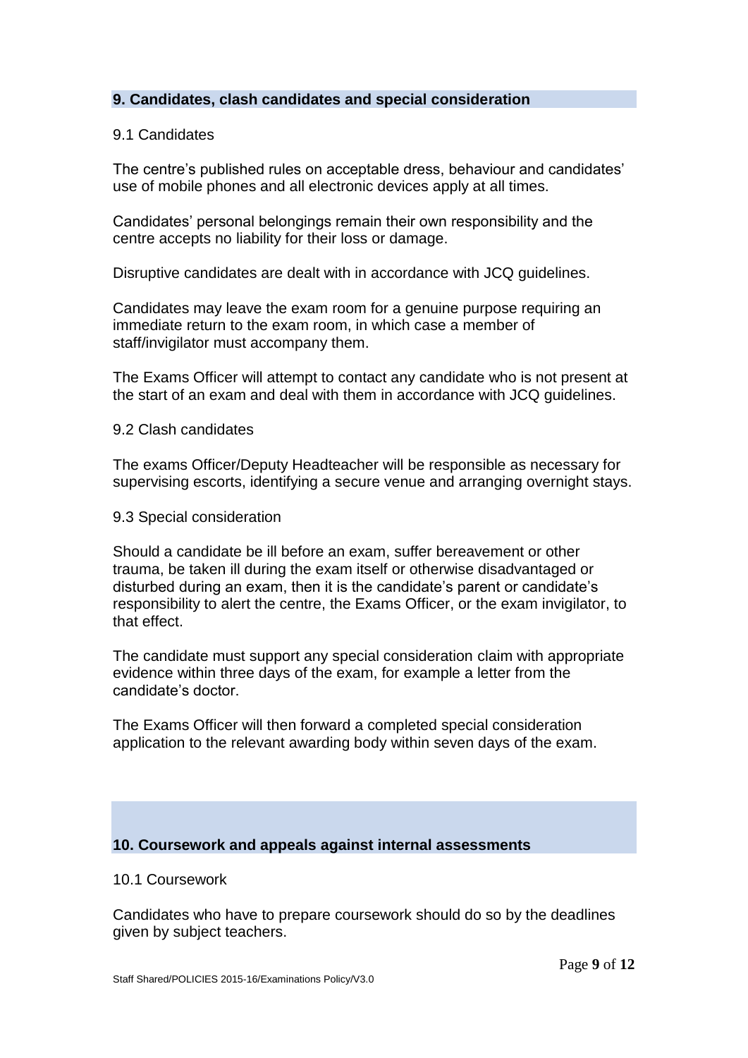## 9. Candidates, clash candidates and special consideration

### 9.1 Candidates

The centre's published rules on acceptable dress, behaviour and candidates' use of mobile phones and all electronic devices apply at all times.

Candidates' personal belongings remain their own responsibility and the centre accepts no liability for their loss or damage.

Disruptive candidates are dealt with in accordance with JCQ guidelines.

Candidates may leave the exam room for a genuine purpose requiring an immediate return to the exam room, in which case a member of staff/invigilator must accompany them.

The Exams Officer will attempt to contact any candidate who is not present at the start of an exam and deal with them in accordance with JCQ guidelines.

### 9.2 Clash candidates

The exams Officer/Deputy Headteacher will be responsible as necessary for supervising escorts, identifying a secure venue and arranging overnight stays.

### 9.3 Special consideration

Should a candidate be ill before an exam, suffer bereavement or other trauma, be taken ill during the exam itself or otherwise disadvantaged or disturbed during an exam, then it is the candidate's parent or candidate's responsibility to alert the centre, the Exams Officer, or the exam invigilator, to that effect.

The candidate must support any special consideration claim with appropriate evidence within three days of the exam, for example a letter from the candidate's doctor.

The Exams Officer will then forward a completed special consideration application to the relevant awarding body within seven days of the exam.

## 10. Coursework and appeals against internal assessments

### 10.1 Coursework

Candidates who have to prepare coursework should do so by the deadlines given by subject teachers.

Staff Shared/POLICIES 2015-16/Examinations Policy/V3.0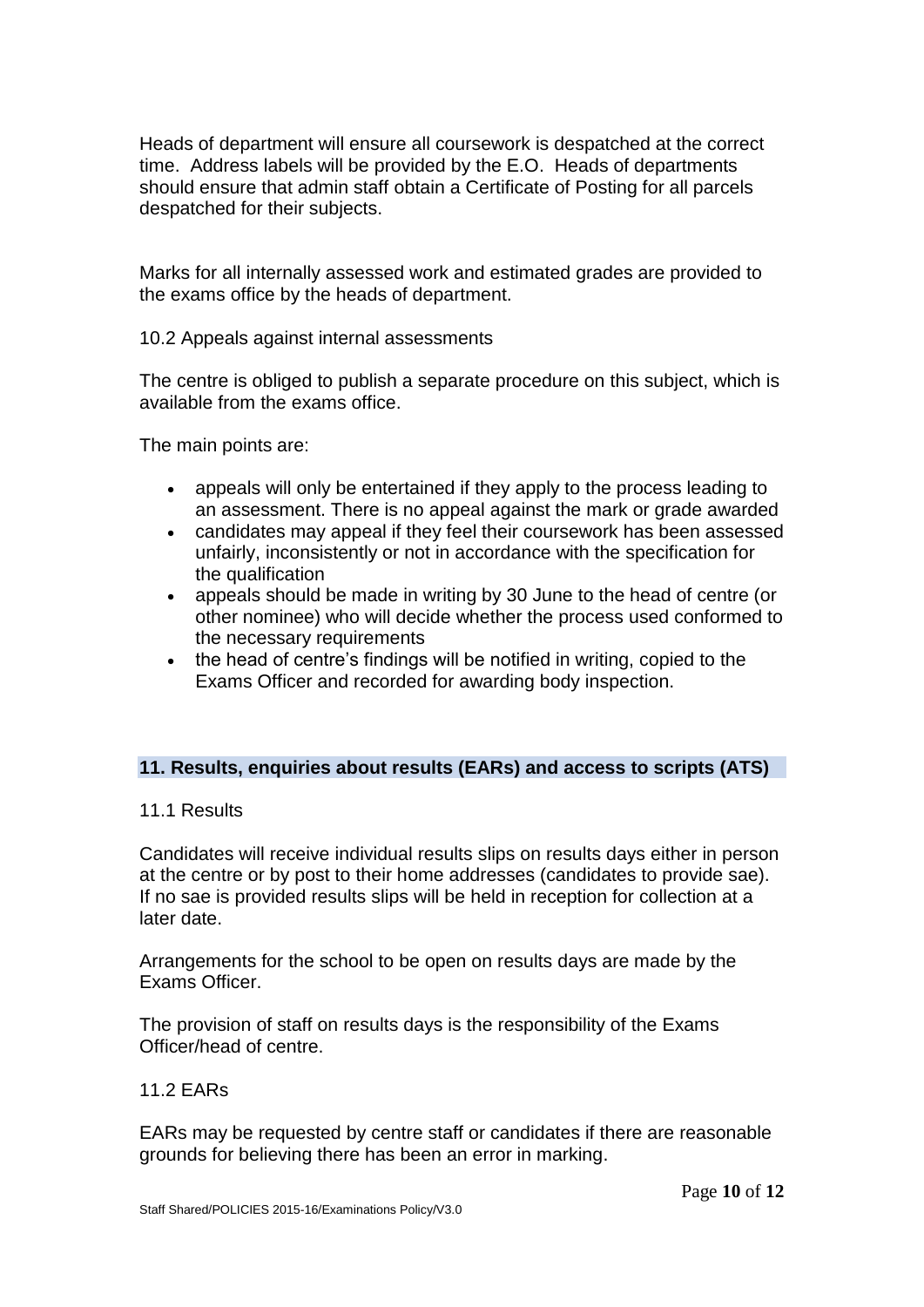Heads of department will ensure all coursework is despatched at the correct time. Address labels will be provided by the E.O. Heads of departments should ensure that admin staff obtain a Certificate of Posting for all parcels despatched for their subjects.

Marks for all internally assessed work and estimated grades are provided to the exams office by the heads of department.

### 10.2 Appeals against internal assessments

The centre is obliged to publish a separate procedure on this subject, which is available from the exams office.

The main points are:

- appeals will only be entertained if they apply to the process leading to an assessment. There is no appeal against the mark or grade awarded
- candidates may appeal if they feel their coursework has been assessed unfairly, inconsistently or not in accordance with the specification for the qualification
- appeals should be made in writing by 30 June to the head of centre (or other nominee) who will decide whether the process used conformed to the necessary requirements
- the head of centre's findings will be notified in writing, copied to the Exams Officer and recorded for awarding body inspection.

## 11. Results, enquiries about results (EARs) and access to scripts (ATS)

### 11.1 Results

Candidates will receive individual results slips on results days either in person at the centre or by post to their home addresses (candidates to provide sae). If no sae is provided results slips will be held in reception for collection at a later date.

Arrangements for the school to be open on results days are made by the Exams Officer.

The provision of staff on results days is the responsibility of the Exams Officer/head of centre.

### 11.2 EARs

EARs may be requested by centre staff or candidates if there are reasonable grounds for believing there has been an error in marking.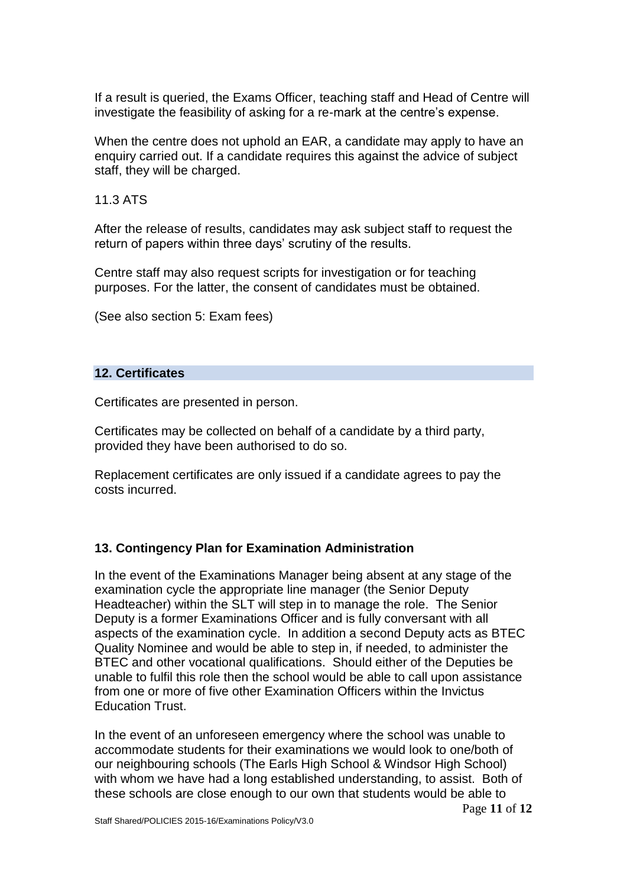If a result is queried, the Exams Officer, teaching staff and Head of Centre will investigate the feasibility of asking for a re-mark at the centre's expense.

When the centre does not uphold an EAR, a candidate may apply to have an enquiry carried out. If a candidate requires this against the advice of subject staff, they will be charged.

11.3 ATS

After the release of results, candidates may ask subject staff to request the return of papers within three days' scrutiny of the results.

Centre staff may also request scripts for investigation or for teaching purposes. For the latter, the consent of candidates must be obtained.

(See also section 5: Exam fees)

## 12. Certificates

Certificates are presented in person.

Certificates may be collected on behalf of a candidate by a third party, provided they have been authorised to do so.

Replacement certificates are only issued if a candidate agrees to pay the costs incurred.

## 13. Contingency Plan for Examination Administration

In the event of the Examinations Manager being absent at any stage of the examination cycle the appropriate line manager (the Senior Deputy Headteacher) within the SLT will step in to manage the role. The Senior Deputy is a former Examinations Officer and is fully conversant with all aspects of the examination cycle. In addition a second Deputy acts as BTEC Quality Nominee and would be able to step in, if needed, to administer the BTEC and other vocational qualifications. Should either of the Deputies be unable to fulfil this role then the school would be able to call upon assistance from one or more of five other Examination Officers within the Invictus Education Trust.

In the event of an unforeseen emergency where the school was unable to accommodate students for their examinations we would look to one/both of our neighbouring schools (The Earls High School & Windsor High School) with whom we have had a long established understanding, to assist. Both of these schools are close enough to our own that students would be able to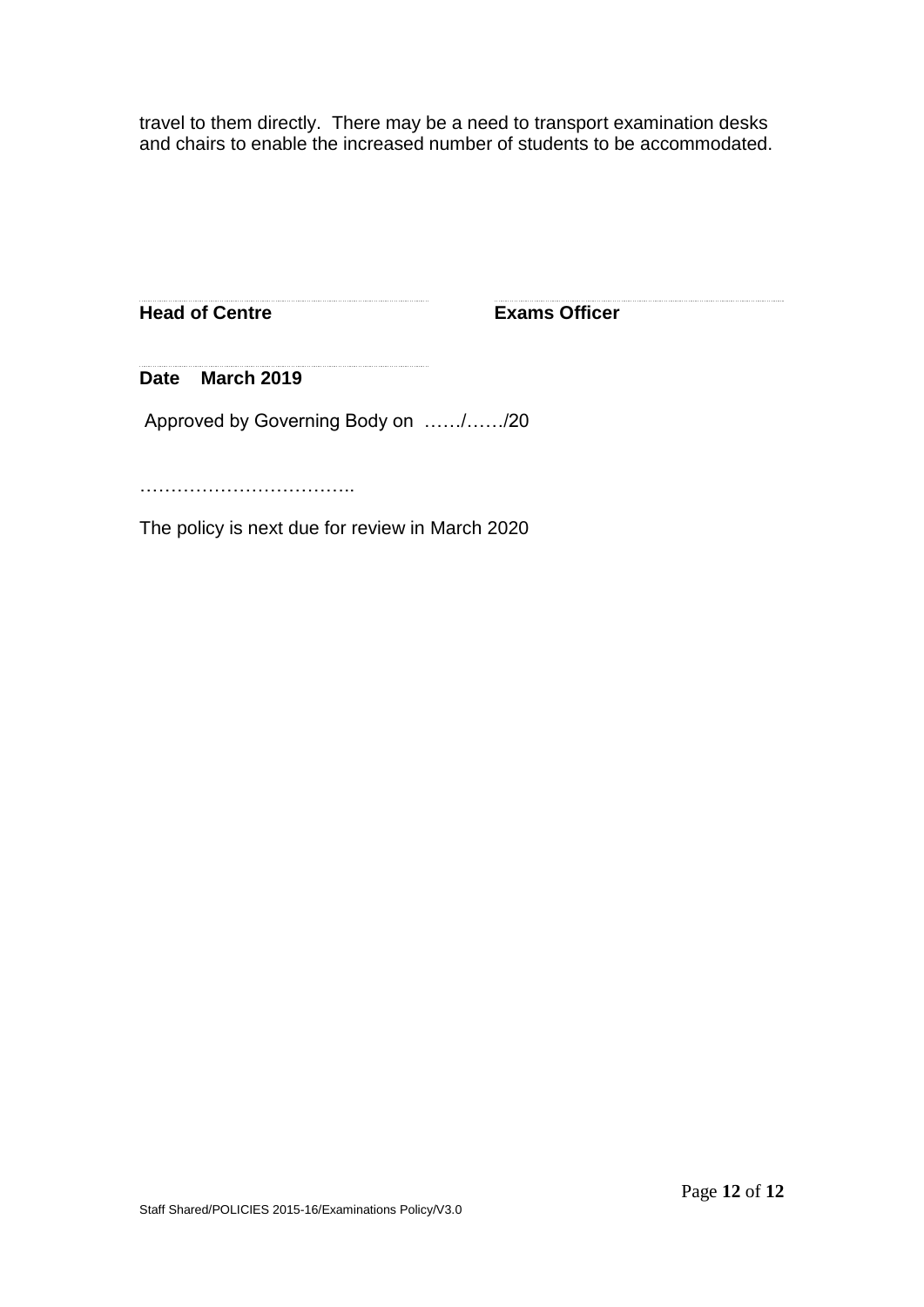travel to them directly. There may be a need to transport examination desks and chairs to enable the increased number of students to be accommodated.

**Head of Centre** **Exams Officer**

**Date March 2019**

Approved by Governing Body on ……/……/20

……………………………..

The policy is next due for review in March 2020

Staff Shared/POLICIES 2015-16/Examinations Policy/V3.0